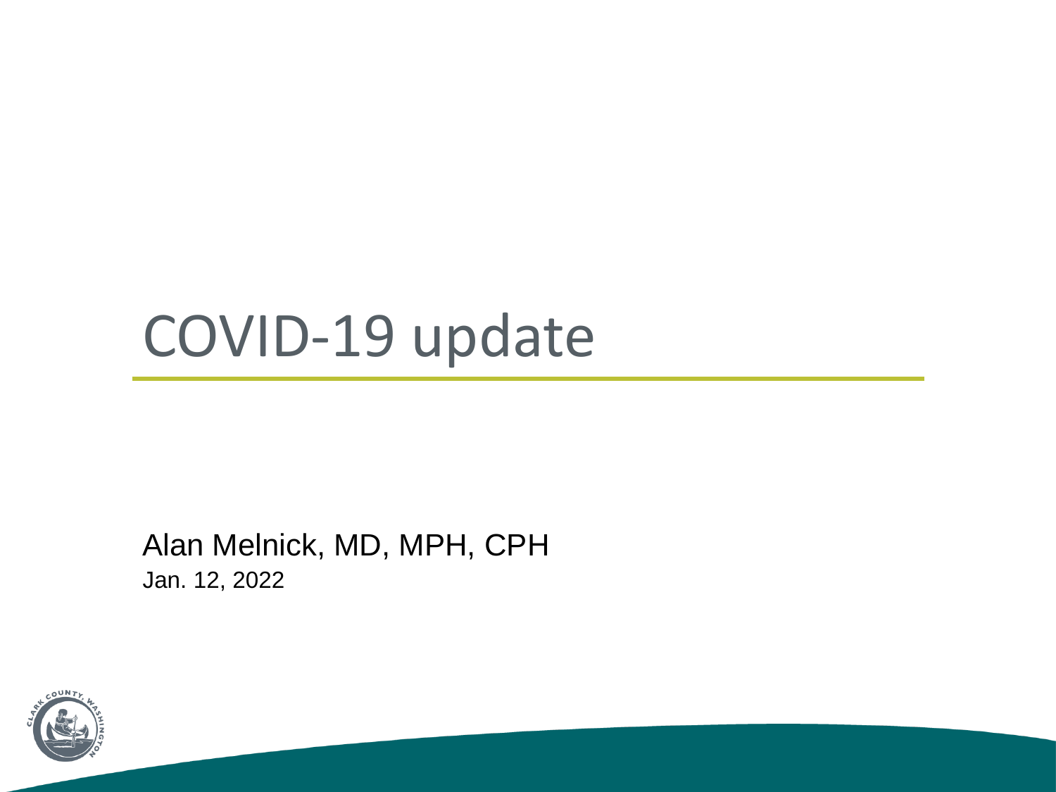# COVID-19 update

Alan Melnick, MD, MPH, CPH

Jan. 12, 2022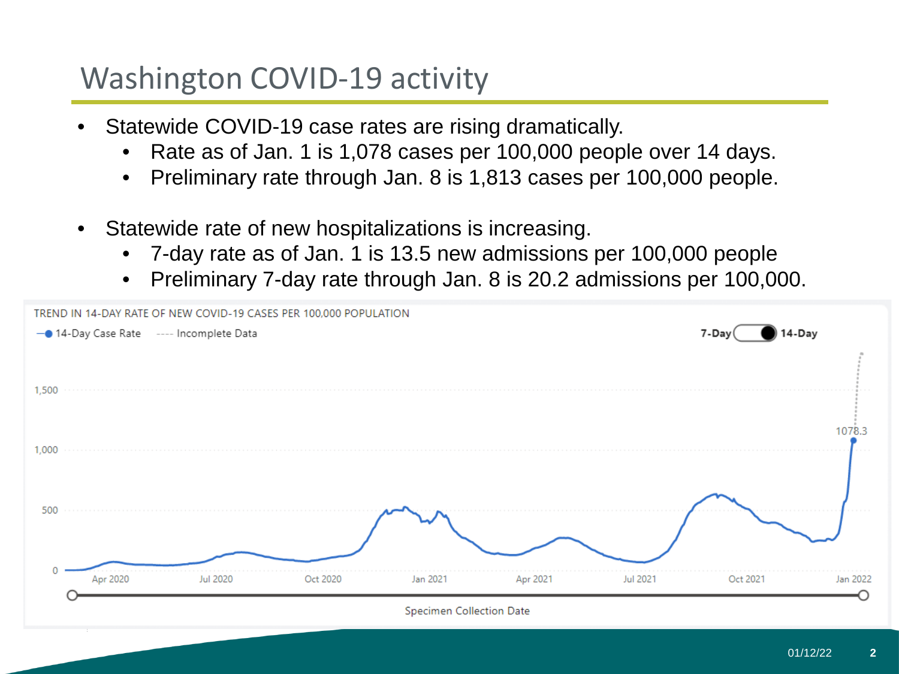# Washington COVID-19 activity

- Statewide COVID-19 case rates are rising dramatically.
  - Rate as of Jan. 1 is 1,078 cases per 100,000 people over 14 days.
  - Preliminary rate through Jan. 8 is 1,813 cases per 100,000 people.
- Statewide rate of new hospitalizations is increasing.
  - 7-day rate as of Jan. 1 is 13.5 new admissions per 100,000 people
  - Preliminary 7-day rate through Jan. 8 is 20.2 admissions per 100,000.

TREND IN 14-DAY RATE OF NEW COVID-19 CASES PER 100,000 POPULATION

14-Day Case Rate ---- Incomplete Data

7-Day 14-Day

1078.3

Specimen Collection Date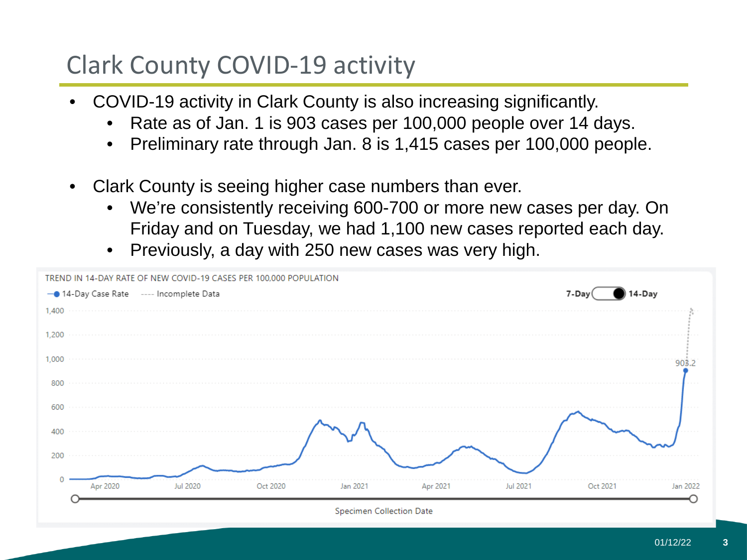# Clark County COVID-19 activity

- COVID-19 activity in Clark County is also increasing significantly.
  - Rate as of Jan. 1 is 903 cases per 100,000 people over 14 days.
  - Preliminary rate through Jan. 8 is 1,415 cases per 100,000 people.
- Clark County is seeing higher case numbers than ever.
  - We're consistently receiving 600-700 or more new cases per day. On Friday and on Tuesday, we had 1,100 new cases reported each day.
  - Previously, a day with 250 new cases was very high.

TREND IN 14-DAY RATE OF NEW COVID-19 CASES PER 100,000 POPULATION

14-Day Case Rate ---- Incomplete Data

7-Day 14-Day

903.2

Specimen Collection Date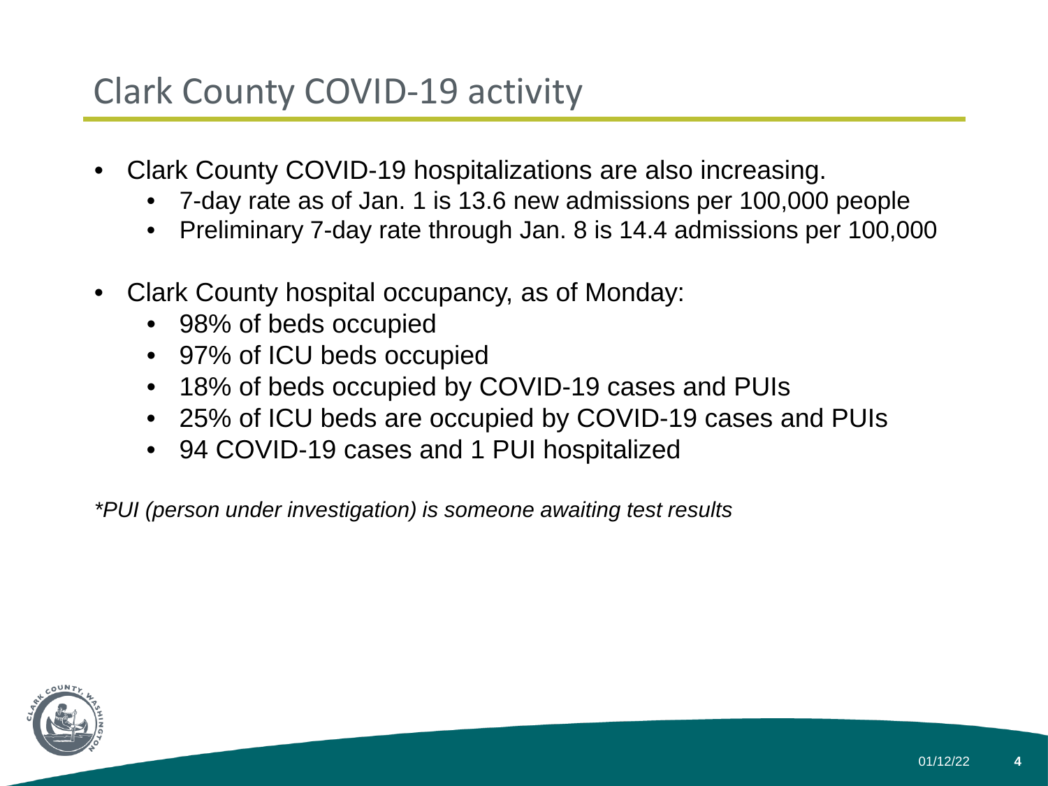# Clark County COVID-19 activity

- Clark County COVID-19 hospitalizations are also increasing.
  - 7-day rate as of Jan. 1 is 13.6 new admissions per 100,000 people
  - Preliminary 7-day rate through Jan. 8 is 14.4 admissions per 100,000
- Clark County hospital occupancy, as of Monday:
  - 98% of beds occupied
  - 97% of ICU beds occupied
  - 18% of beds occupied by COVID-19 cases and PUIs
  - 25% of ICU beds are occupied by COVID-19 cases and PUIs
  - 94 COVID-19 cases and 1 PUI hospitalized

*\*PUI (person under investigation) is someone awaiting test results*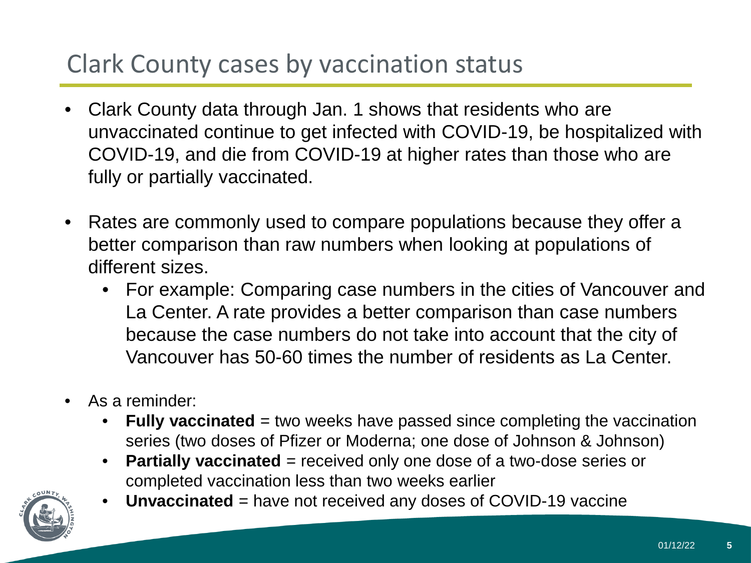# Clark County cases by vaccination status

- Clark County data through Jan. 1 shows that residents who are unvaccinated continue to get infected with COVID-19, be hospitalized with COVID-19, and die from COVID-19 at higher rates than those who are fully or partially vaccinated.
- Rates are commonly used to compare populations because they offer a better comparison than raw numbers when looking at populations of different sizes.
  - For example: Comparing case numbers in the cities of Vancouver and La Center. A rate provides a better comparison than case numbers because the case numbers do not take into account that the city of Vancouver has 50-60 times the number of residents as La Center.
- As a reminder:
  - **Fully vaccinated** = two weeks have passed since completing the vaccination series (two doses of Pfizer or Moderna; one dose of Johnson & Johnson)
  - **Partially vaccinated** = received only one dose of a two-dose series or completed vaccination less than two weeks earlier
  - **Unvaccinated** = have not received any doses of COVID-19 vaccine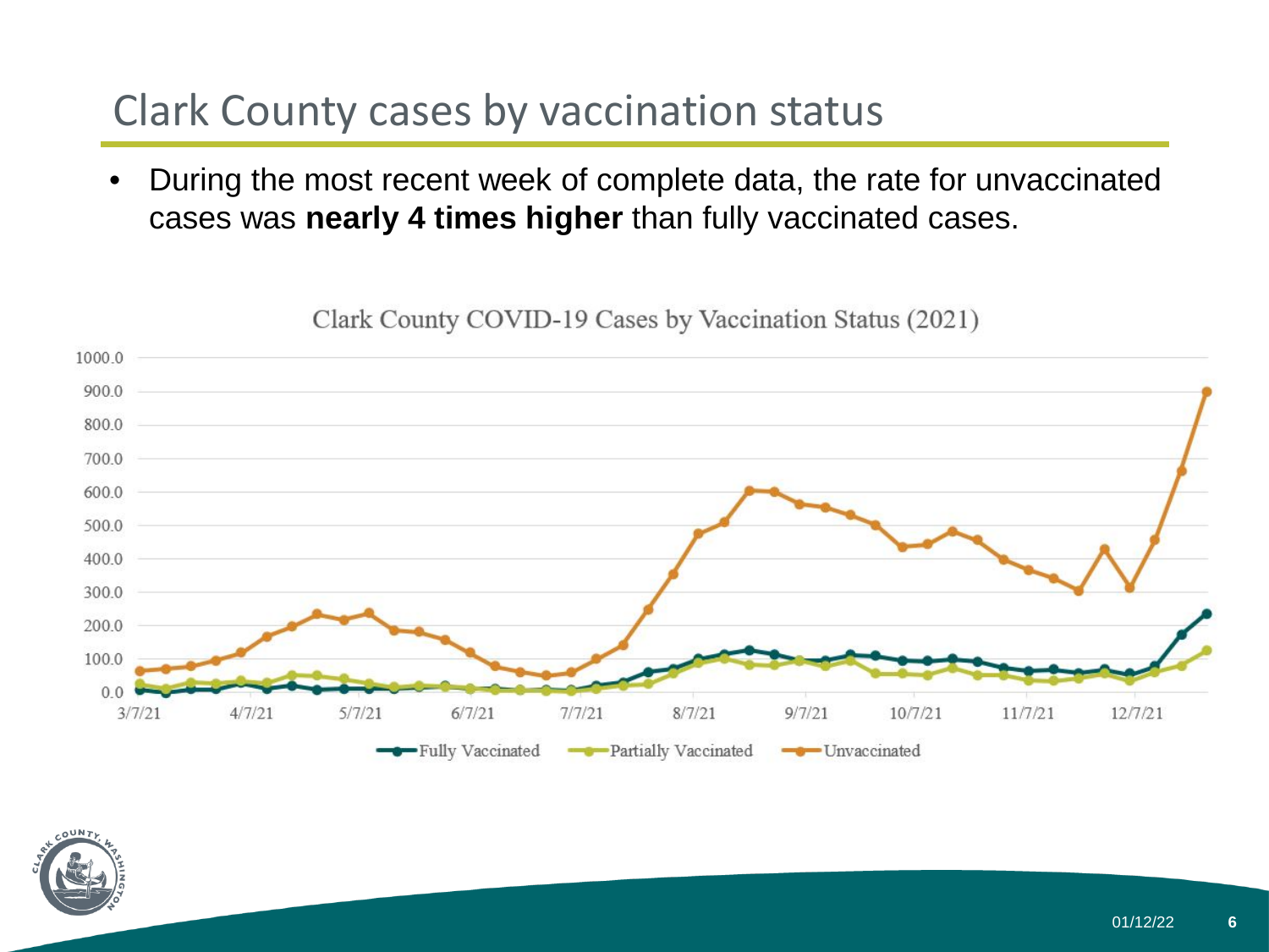# Clark County cases by vaccination status

- During the most recent week of complete data, the rate for unvaccinated cases was **nearly 4 times higher** than fully vaccinated cases.

Clark County COVID-19 Cases by Vaccination Status (2021)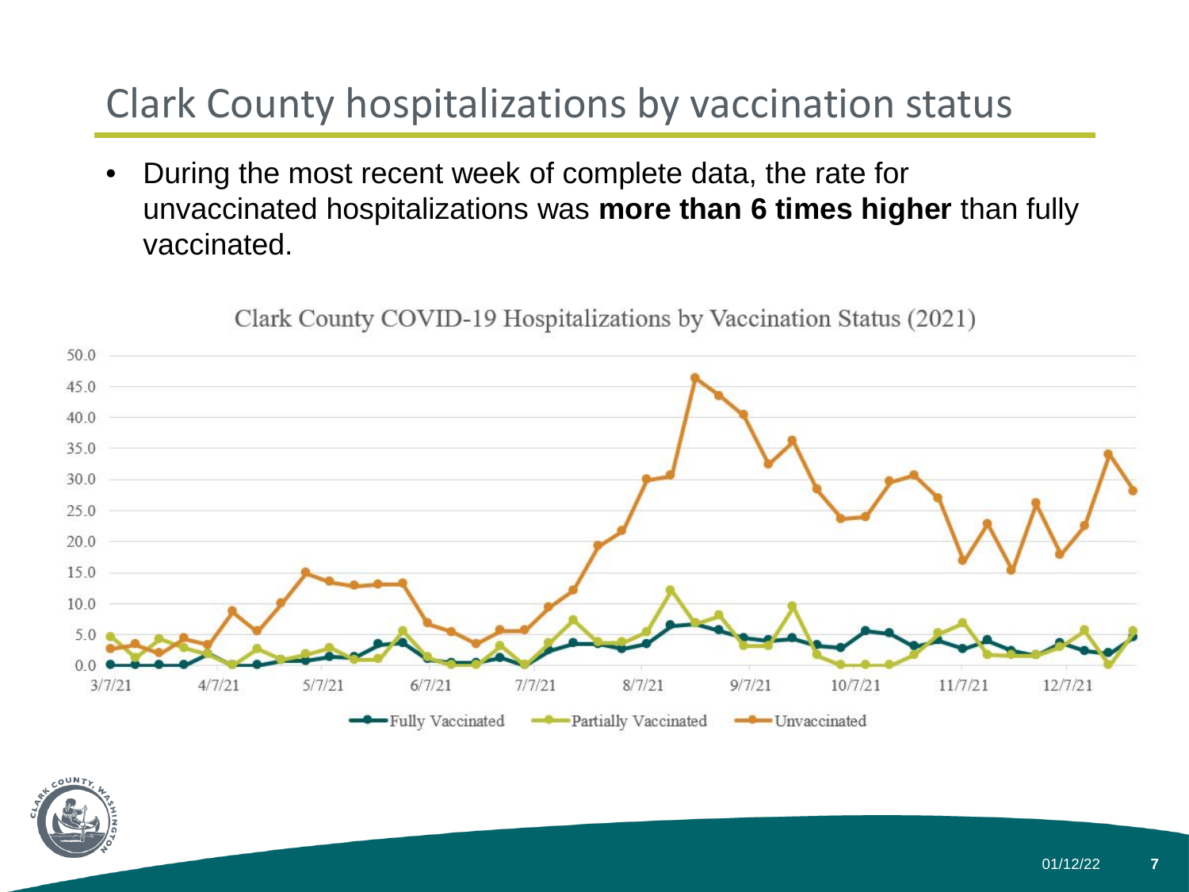# Clark County hospitalizations by vaccination status

- During the most recent week of complete data, the rate for unvaccinated hospitalizations was **more than 6 times higher** than fully vaccinated.

Clark County COVID-19 Hospitalizations by Vaccination Status (2021)

Legend: Fully Vaccinated, Partially Vaccinated, Unvaccinated

Y-axis: 0.0, 5.0, 10.0, 15.0, 20.0, 25.0, 30.0, 35.0, 40.0, 45.0, 50.0

X-axis: 3/7/21, 4/7/21, 5/7/21, 6/7/21, 7/7/21, 8/7/21, 9/7/21, 10/7/21, 11/7/21, 12/7/21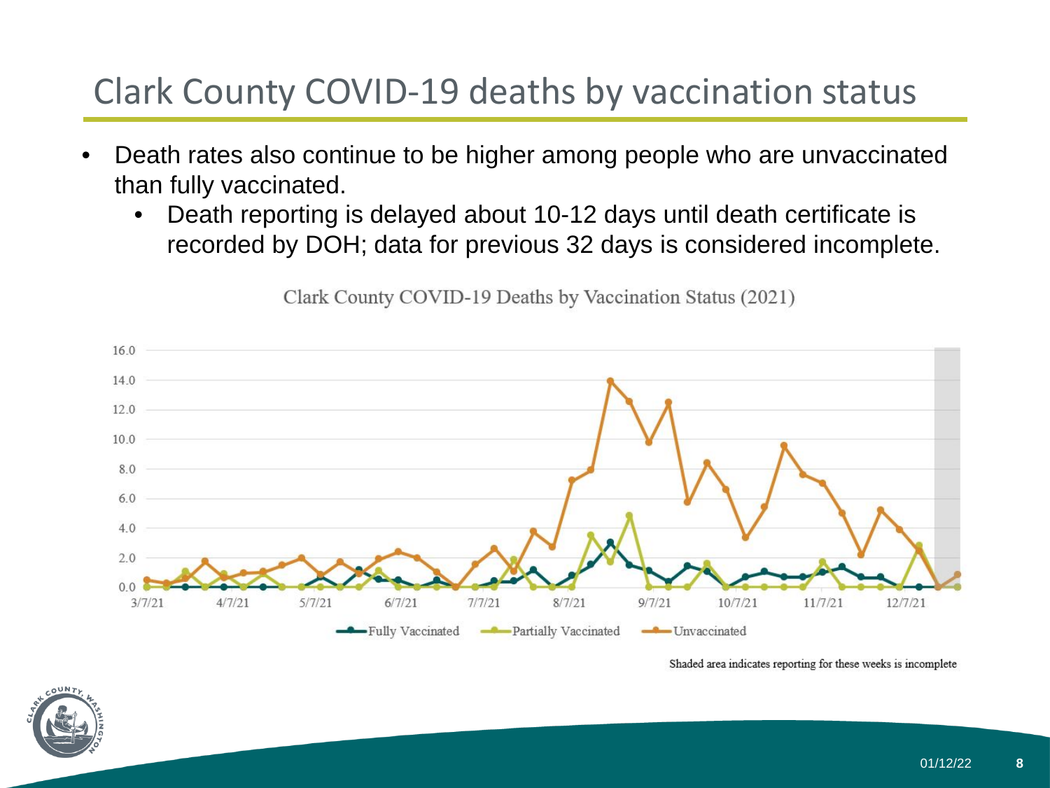# Clark County COVID-19 deaths by vaccination status

- Death rates also continue to be higher among people who are unvaccinated than fully vaccinated.
  - Death reporting is delayed about 10-12 days until death certificate is recorded by DOH; data for previous 32 days is considered incomplete.

Clark County COVID-19 Deaths by Vaccination Status (2021)

Shaded area indicates reporting for these weeks is incomplete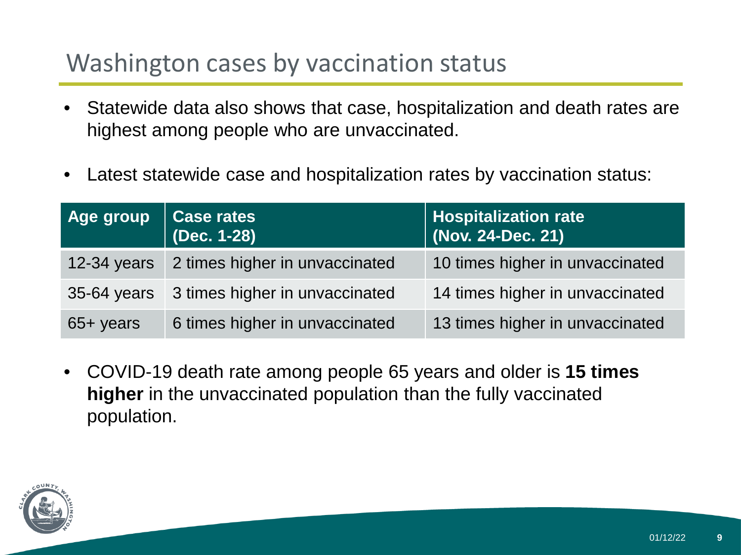# Washington cases by vaccination status

- Statewide data also shows that case, hospitalization and death rates are highest among people who are unvaccinated.
- Latest statewide case and hospitalization rates by vaccination status:

| Age group | Case rates (Dec. 1-28) | Hospitalization rate (Nov. 24-Dec. 21) |
|---|---|---|
| 12-34 years | 2 times higher in unvaccinated | 10 times higher in unvaccinated |
| 35-64 years | 3 times higher in unvaccinated | 14 times higher in unvaccinated |
| 65+ years | 6 times higher in unvaccinated | 13 times higher in unvaccinated |

- COVID-19 death rate among people 65 years and older is **15 times higher** in the unvaccinated population than the fully vaccinated population.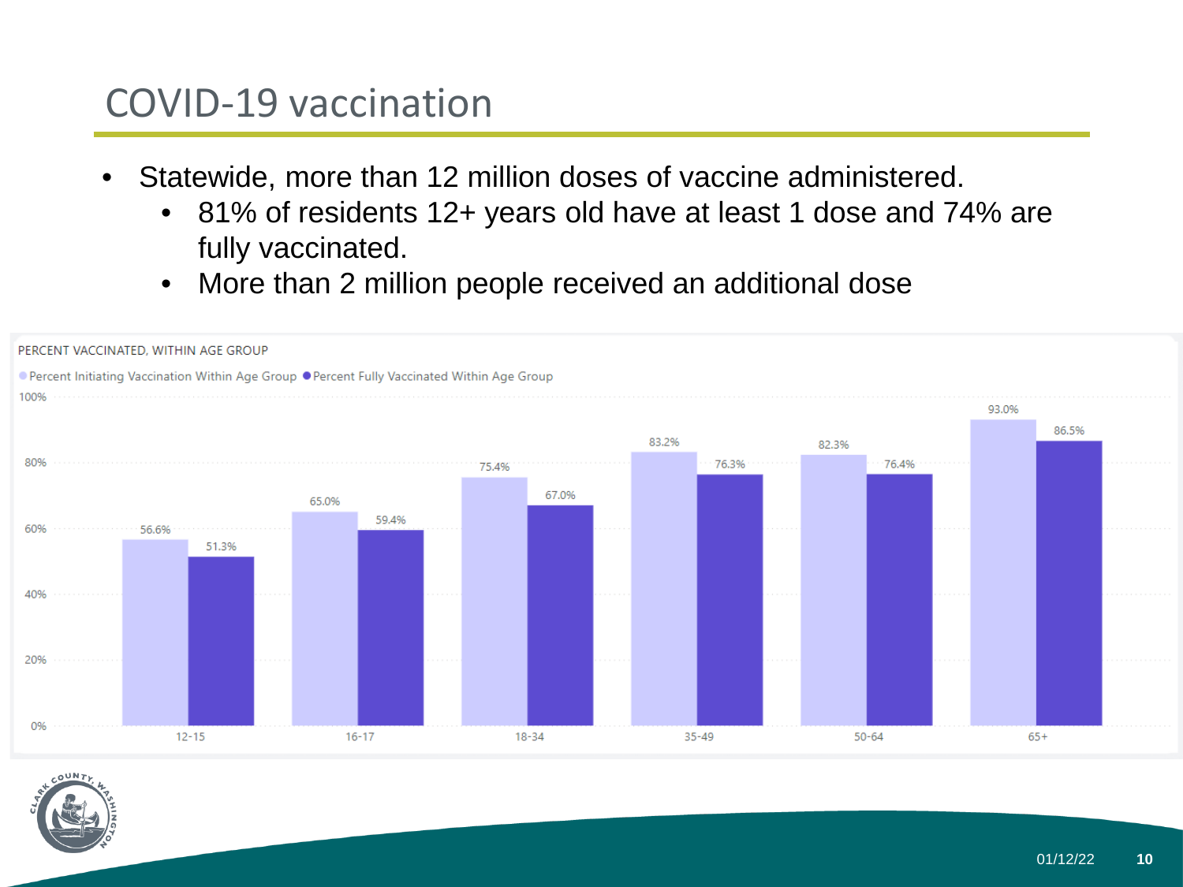# COVID-19 vaccination

- Statewide, more than 12 million doses of vaccine administered.
  - 81% of residents 12+ years old have at least 1 dose and 74% are fully vaccinated.
  - More than 2 million people received an additional dose

PERCENT VACCINATED, WITHIN AGE GROUP

| Age Group | Percent Initiating Vaccination Within Age Group | Percent Fully Vaccinated Within Age Group |
|---|---|---|
| 12-15 | 56.6% | 51.3% |
| 16-17 | 65.0% | 59.4% |
| 18-34 | 75.4% | 67.0% |
| 35-49 | 83.2% | 76.3% |
| 50-64 | 82.3% | 76.4% |
| 65+ | 93.0% | 86.5% |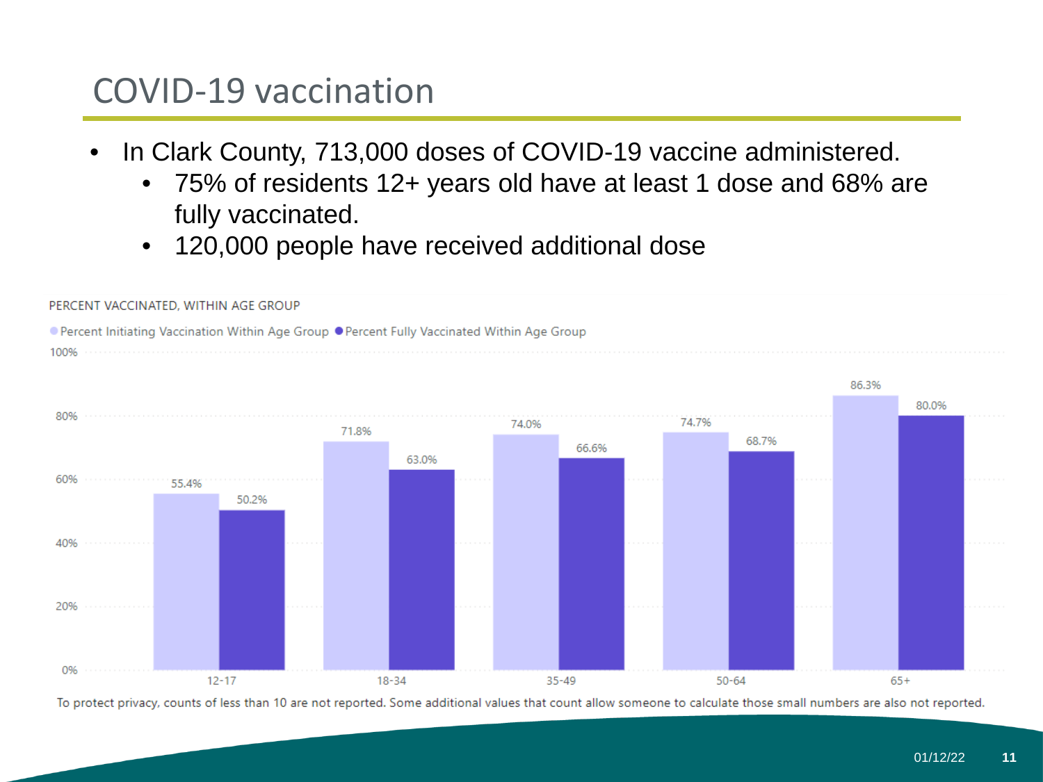# COVID-19 vaccination

- In Clark County, 713,000 doses of COVID-19 vaccine administered.
  - 75% of residents 12+ years old have at least 1 dose and 68% are fully vaccinated.
  - 120,000 people have received additional dose

PERCENT VACCINATED, WITHIN AGE GROUP

| Age Group | Percent Initiating Vaccination Within Age Group | Percent Fully Vaccinated Within Age Group |
|---|---|---|
| 12-17 | 55.4% | 50.2% |
| 18-34 | 71.8% | 63.0% |
| 35-49 | 74.0% | 66.6% |
| 50-64 | 74.7% | 68.7% |
| 65+ | 86.3% | 80.0% |

To protect privacy, counts of less than 10 are not reported. Some additional values that count allow someone to calculate those small numbers are also not reported.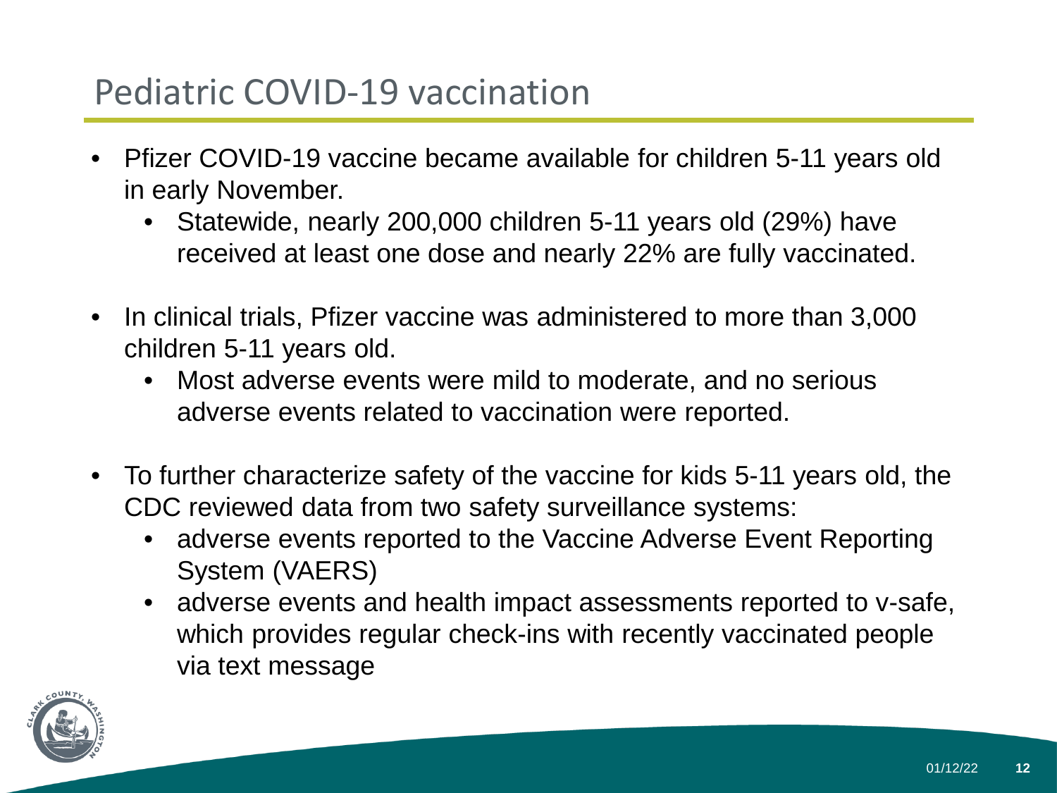# Pediatric COVID-19 vaccination

- Pfizer COVID-19 vaccine became available for children 5-11 years old in early November.
  - Statewide, nearly 200,000 children 5-11 years old (29%) have received at least one dose and nearly 22% are fully vaccinated.

- In clinical trials, Pfizer vaccine was administered to more than 3,000 children 5-11 years old.
  - Most adverse events were mild to moderate, and no serious adverse events related to vaccination were reported.

- To further characterize safety of the vaccine for kids 5-11 years old, the CDC reviewed data from two safety surveillance systems:
  - adverse events reported to the Vaccine Adverse Event Reporting System (VAERS)
  - adverse events and health impact assessments reported to v-safe, which provides regular check-ins with recently vaccinated people via text message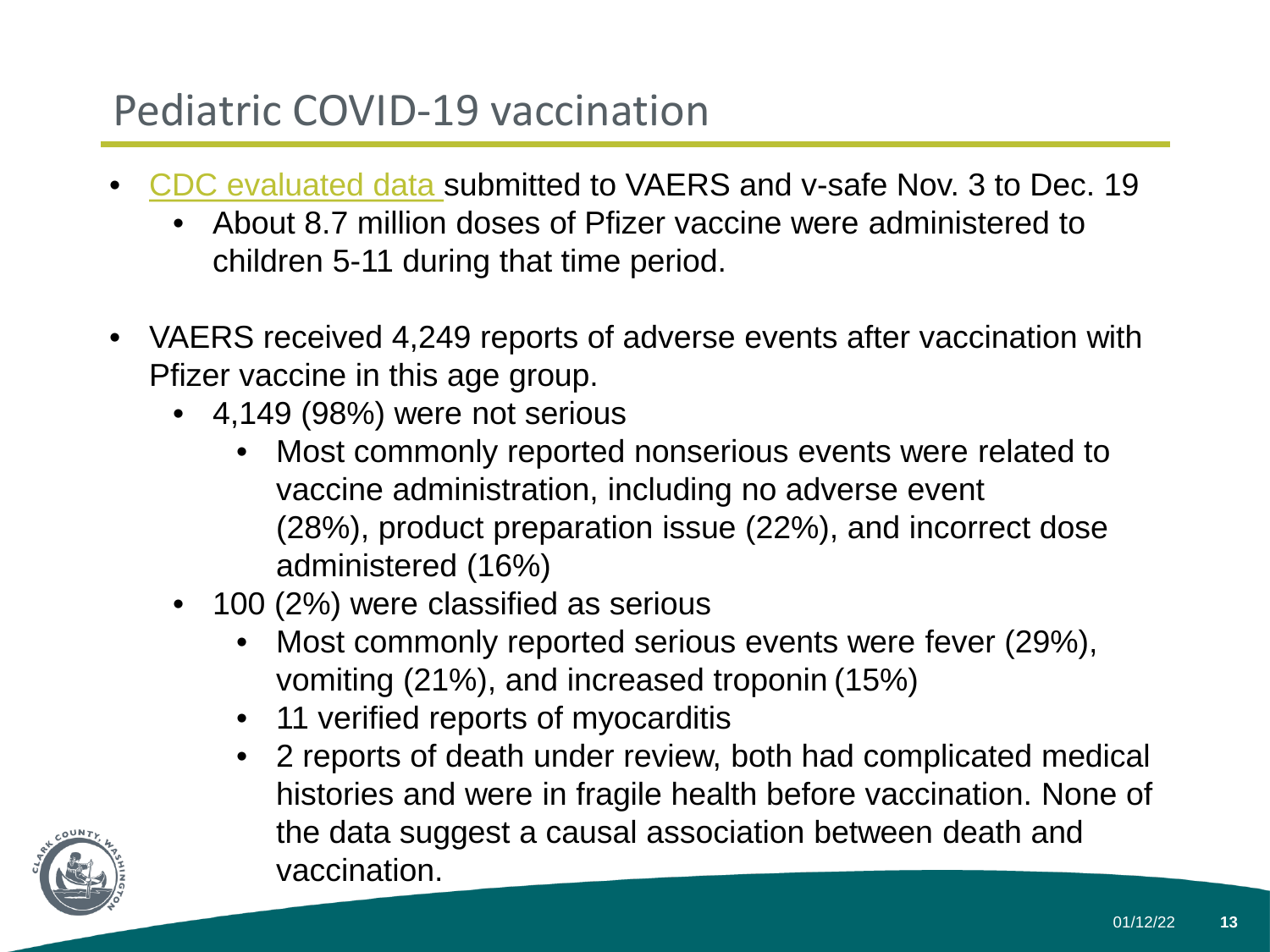# Pediatric COVID-19 vaccination

- CDC evaluated data submitted to VAERS and v-safe Nov. 3 to Dec. 19
    - About 8.7 million doses of Pfizer vaccine were administered to children 5-11 during that time period.

- VAERS received 4,249 reports of adverse events after vaccination with Pfizer vaccine in this age group.
    - 4,149 (98%) were not serious
        - Most commonly reported nonserious events were related to vaccine administration, including no adverse event (28%), product preparation issue (22%), and incorrect dose administered (16%)
    - 100 (2%) were classified as serious
        - Most commonly reported serious events were fever (29%), vomiting (21%), and increased troponin (15%)
        - 11 verified reports of myocarditis
        - 2 reports of death under review, both had complicated medical histories and were in fragile health before vaccination. None of the data suggest a causal association between death and vaccination.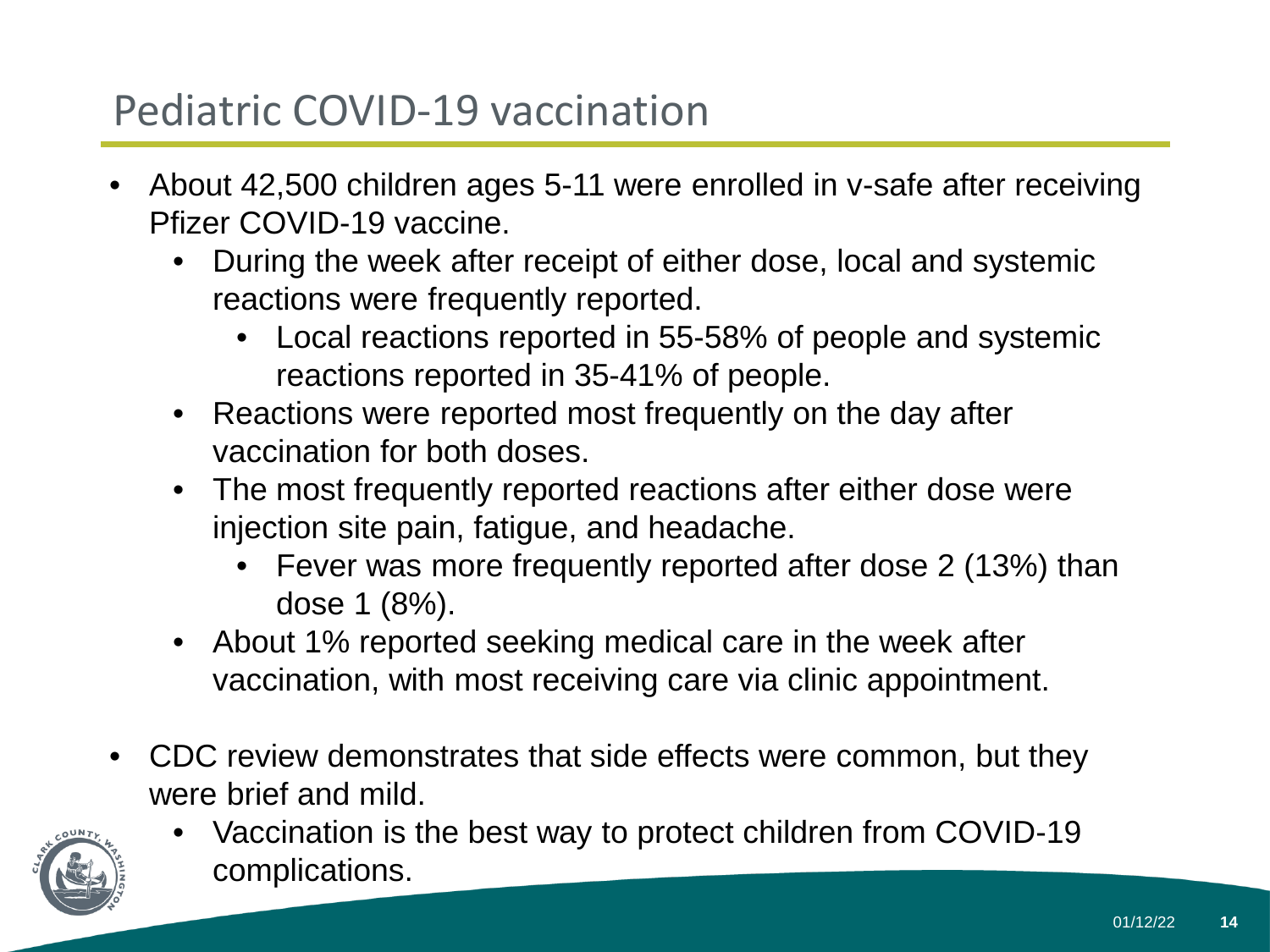# Pediatric COVID-19 vaccination

- About 42,500 children ages 5-11 were enrolled in v-safe after receiving Pfizer COVID-19 vaccine.
  - During the week after receipt of either dose, local and systemic reactions were frequently reported.
    - Local reactions reported in 55-58% of people and systemic reactions reported in 35-41% of people.
  - Reactions were reported most frequently on the day after vaccination for both doses.
  - The most frequently reported reactions after either dose were injection site pain, fatigue, and headache.
    - Fever was more frequently reported after dose 2 (13%) than dose 1 (8%).
  - About 1% reported seeking medical care in the week after vaccination, with most receiving care via clinic appointment.

- CDC review demonstrates that side effects were common, but they were brief and mild.
  - Vaccination is the best way to protect children from COVID-19 complications.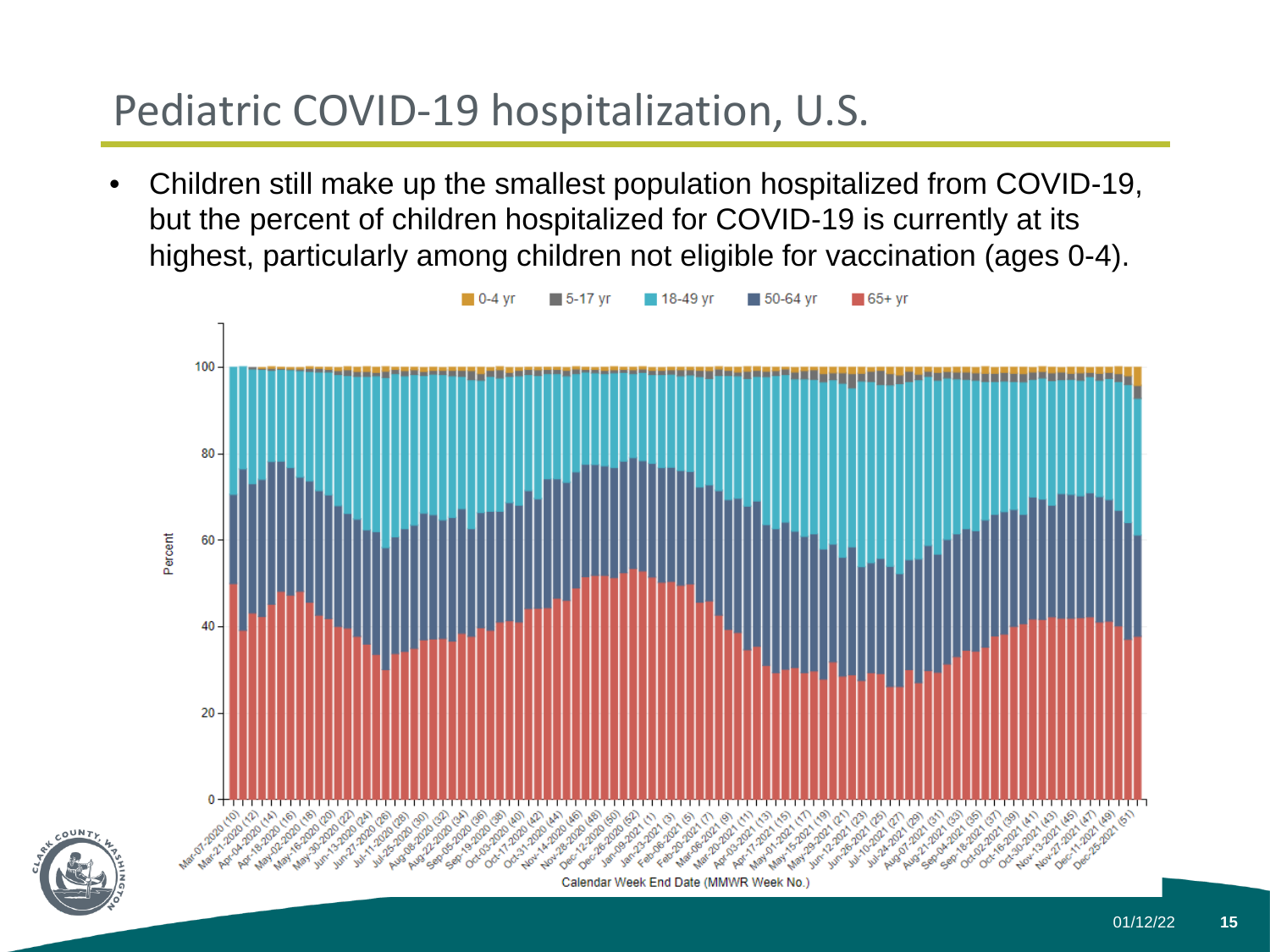# Pediatric COVID-19 hospitalization, U.S.

- Children still make up the smallest population hospitalized from COVID-19, but the percent of children hospitalized for COVID-19 is currently at its highest, particularly among children not eligible for vaccination (ages 0-4).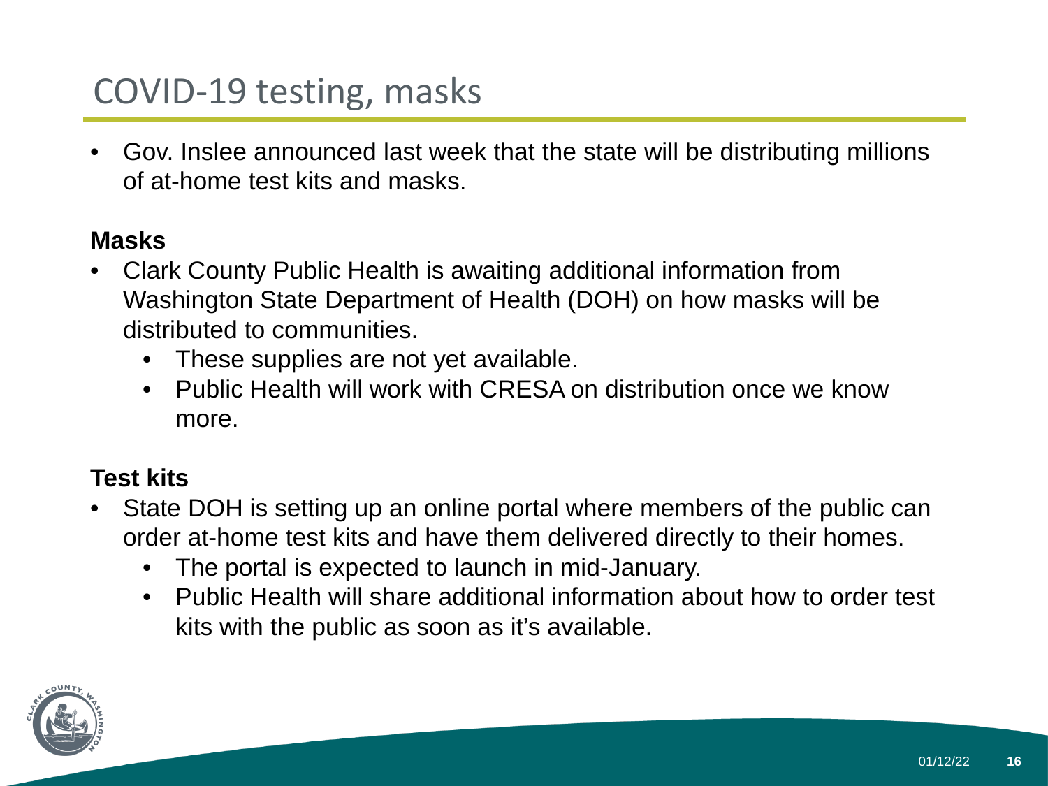# COVID-19 testing, masks

- Gov. Inslee announced last week that the state will be distributing millions of at-home test kits and masks.

**Masks**

- Clark County Public Health is awaiting additional information from Washington State Department of Health (DOH) on how masks will be distributed to communities.
  - These supplies are not yet available.
  - Public Health will work with CRESA on distribution once we know more.

**Test kits**

- State DOH is setting up an online portal where members of the public can order at-home test kits and have them delivered directly to their homes.
  - The portal is expected to launch in mid-January.
  - Public Health will share additional information about how to order test kits with the public as soon as it's available.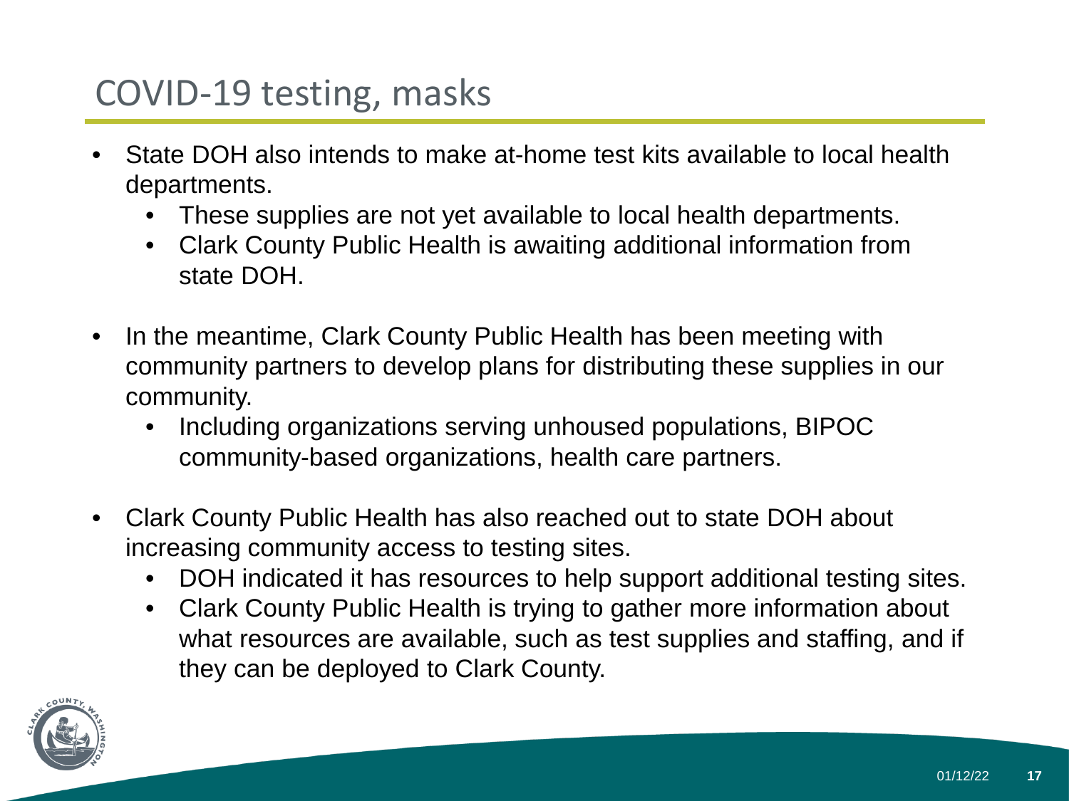# COVID-19 testing, masks

- State DOH also intends to make at-home test kits available to local health departments.
  - These supplies are not yet available to local health departments.
  - Clark County Public Health is awaiting additional information from state DOH.
- In the meantime, Clark County Public Health has been meeting with community partners to develop plans for distributing these supplies in our community.
  - Including organizations serving unhoused populations, BIPOC community-based organizations, health care partners.
- Clark County Public Health has also reached out to state DOH about increasing community access to testing sites.
  - DOH indicated it has resources to help support additional testing sites.
  - Clark County Public Health is trying to gather more information about what resources are available, such as test supplies and staffing, and if they can be deployed to Clark County.